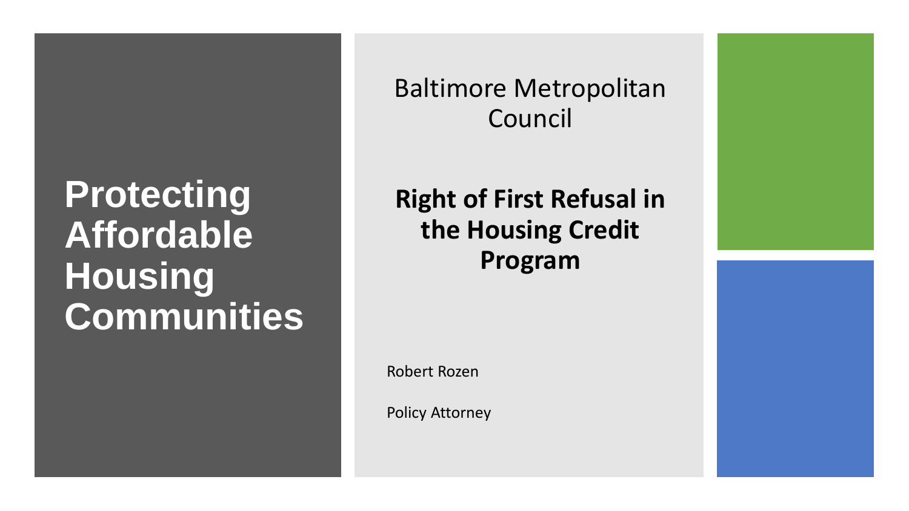# Protecting Affordable Housing Communities

Baltimore Metropolitan Council

## Right of First Refusal in the Housing Credit Program

Robert Rozen

Policy Attorney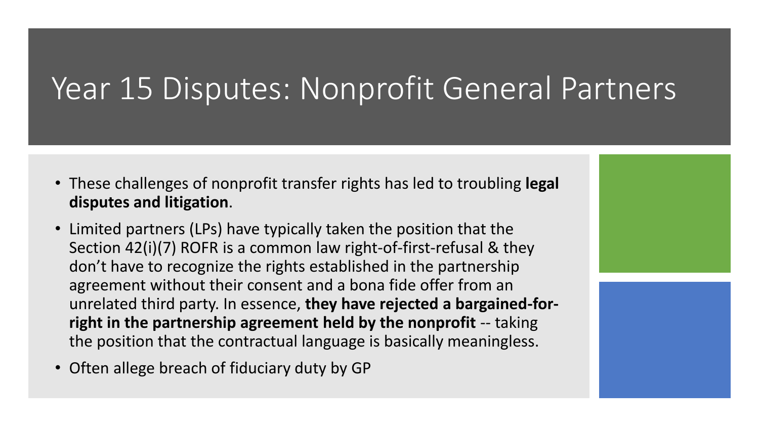# Year 15 Disputes: Nonprofit General Partners

- These challenges of nonprofit transfer rights has led to troubling **legal disputes and litigation**.
- Limited partners (LPs) have typically taken the position that the Section 42(i)(7) ROFR is a common law right-of-first-refusal & they don't have to recognize the rights established in the partnership agreement without their consent and a bona fide offer from an unrelated third party. In essence, **they have rejected a bargained-for-right in the partnership agreement held by the nonprofit** -- taking the position that the contractual language is basically meaningless.
- Often allege breach of fiduciary duty by GP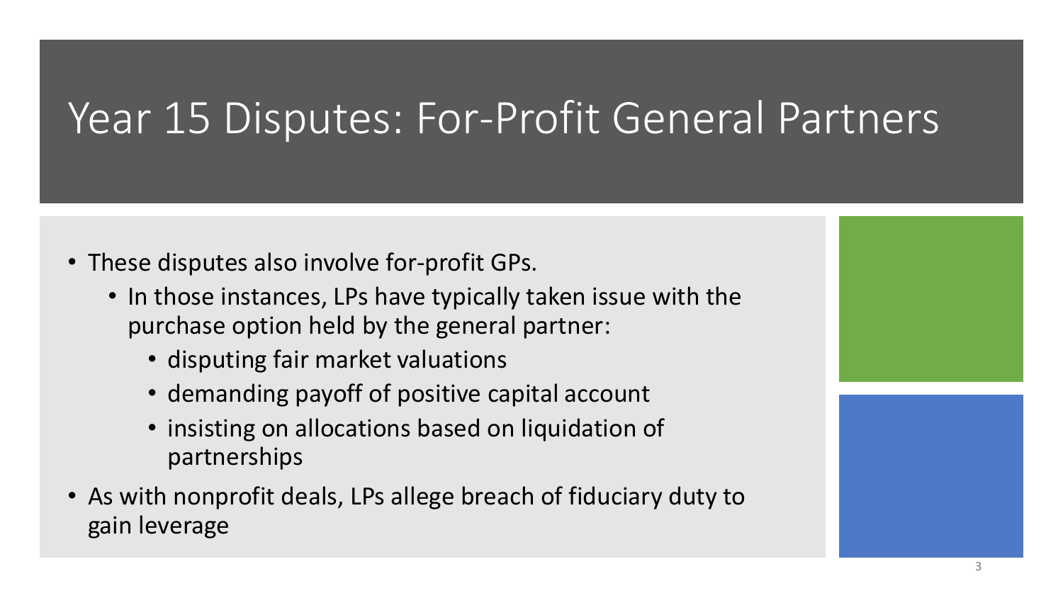# Year 15 Disputes: For-Profit General Partners

- These disputes also involve for-profit GPs.
  - In those instances, LPs have typically taken issue with the purchase option held by the general partner:
    - disputing fair market valuations
    - demanding payoff of positive capital account
    - insisting on allocations based on liquidation of partnerships
- As with nonprofit deals, LPs allege breach of fiduciary duty to gain leverage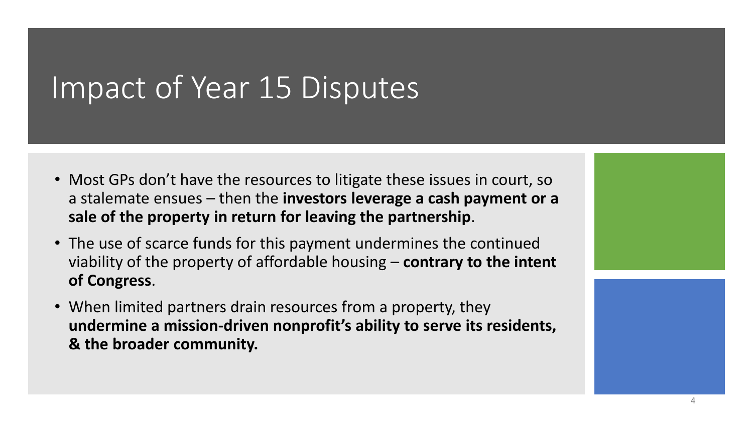# Impact of Year 15 Disputes

- Most GPs don't have the resources to litigate these issues in court, so a stalemate ensues – then the **investors leverage a cash payment or a sale of the property in return for leaving the partnership**.
- The use of scarce funds for this payment undermines the continued viability of the property of affordable housing – **contrary to the intent of Congress**.
- When limited partners drain resources from a property, they **undermine a mission-driven nonprofit's ability to serve its residents, & the broader community.**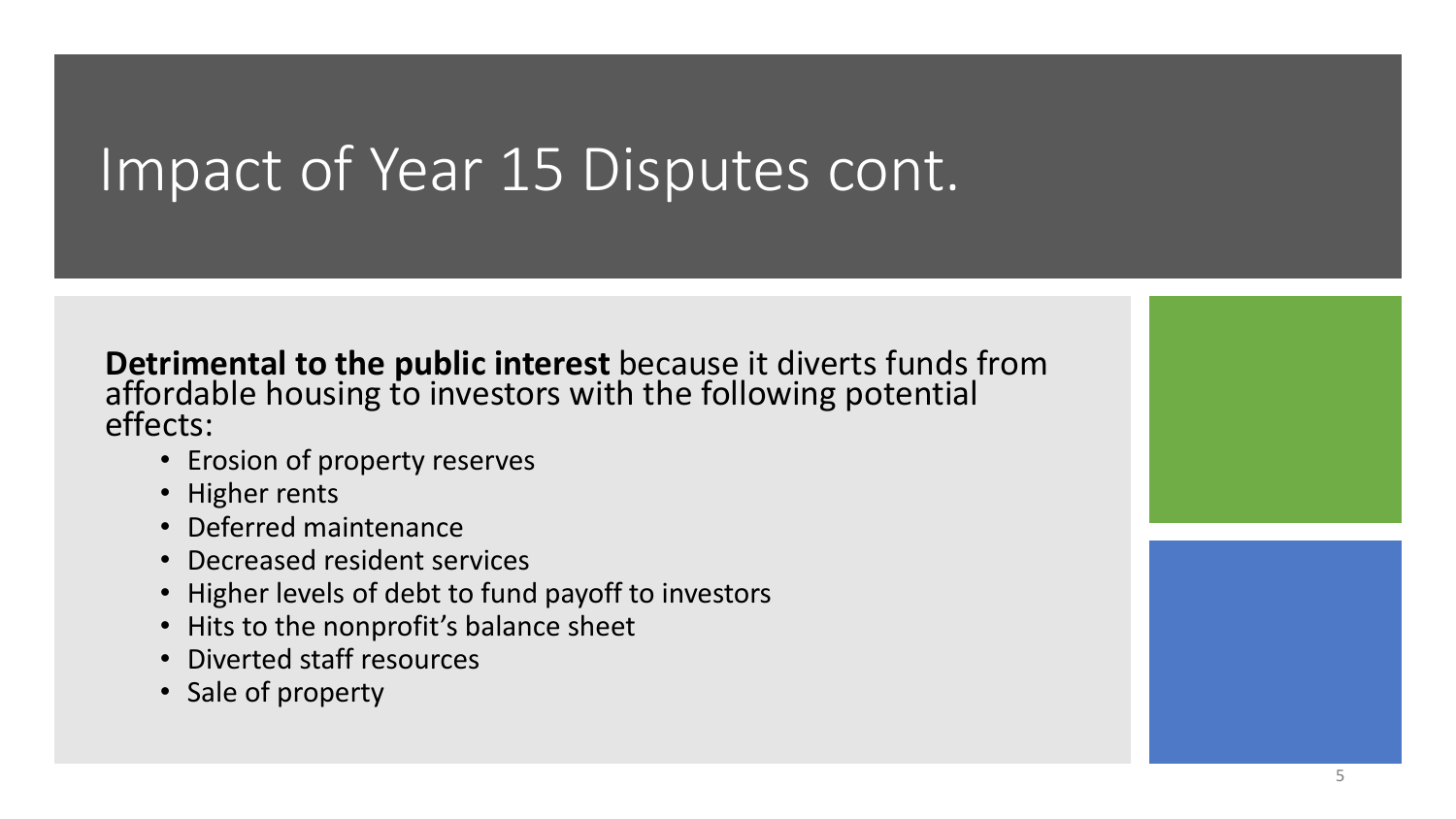# Impact of Year 15 Disputes cont.

**Detrimental to the public interest** because it diverts funds from affordable housing to investors with the following potential effects:

- Erosion of property reserves
- Higher rents
- Deferred maintenance
- Decreased resident services
- Higher levels of debt to fund payoff to investors
- Hits to the nonprofit's balance sheet
- Diverted staff resources
- Sale of property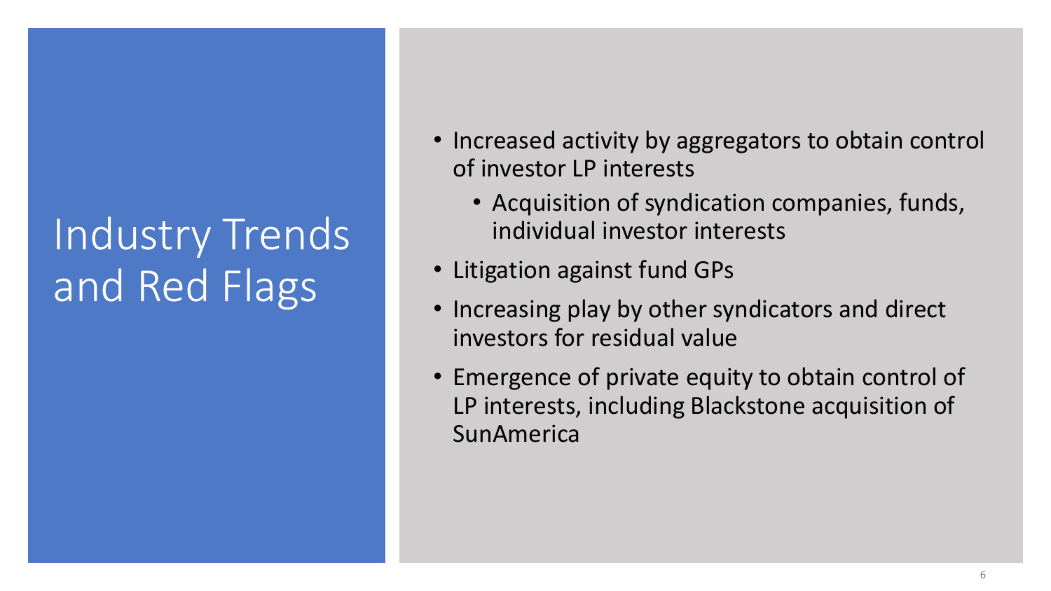# Industry Trends and Red Flags

- Increased activity by aggregators to obtain control of investor LP interests
  - Acquisition of syndication companies, funds, individual investor interests
- Litigation against fund GPs
- Increasing play by other syndicators and direct investors for residual value
- Emergence of private equity to obtain control of LP interests, including Blackstone acquisition of SunAmerica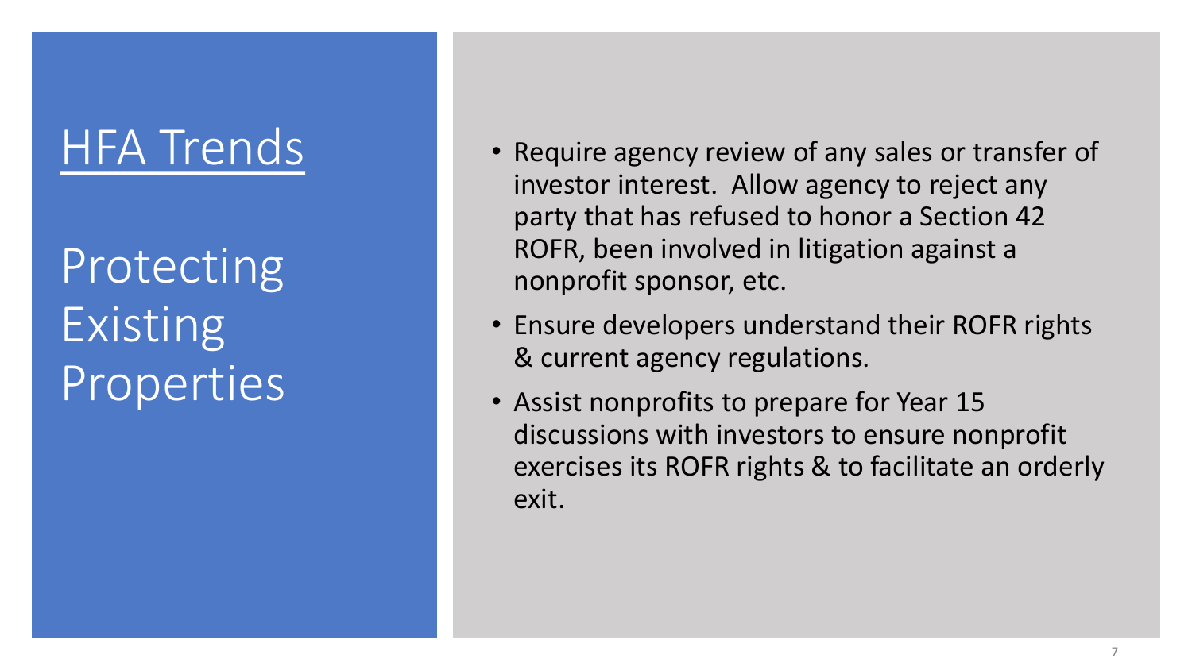# HFA Trends

## Protecting Existing Properties

- Require agency review of any sales or transfer of investor interest. Allow agency to reject any party that has refused to honor a Section 42 ROFR, been involved in litigation against a nonprofit sponsor, etc.
- Ensure developers understand their ROFR rights & current agency regulations.
- Assist nonprofits to prepare for Year 15 discussions with investors to ensure nonprofit exercises its ROFR rights & to facilitate an orderly exit.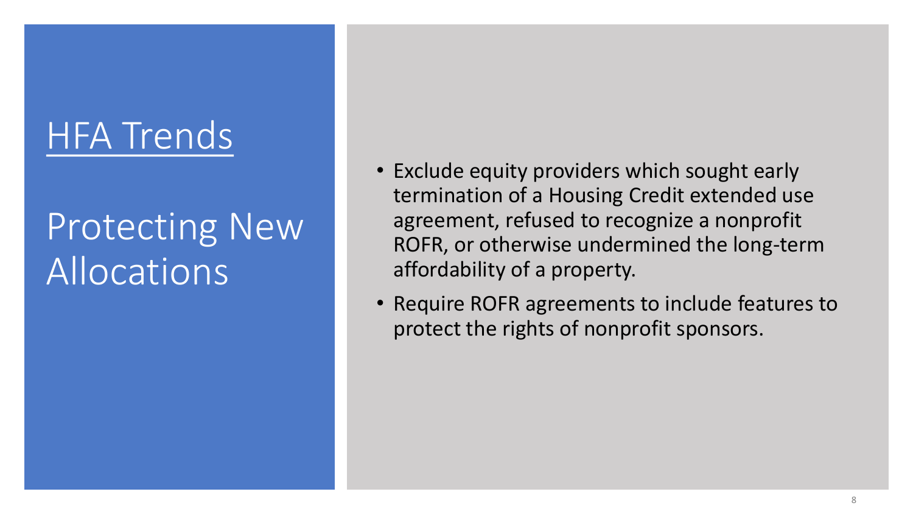# HFA Trends

## Protecting New Allocations

- Exclude equity providers which sought early termination of a Housing Credit extended use agreement, refused to recognize a nonprofit ROFR, or otherwise undermined the long-term affordability of a property.
- Require ROFR agreements to include features to protect the rights of nonprofit sponsors.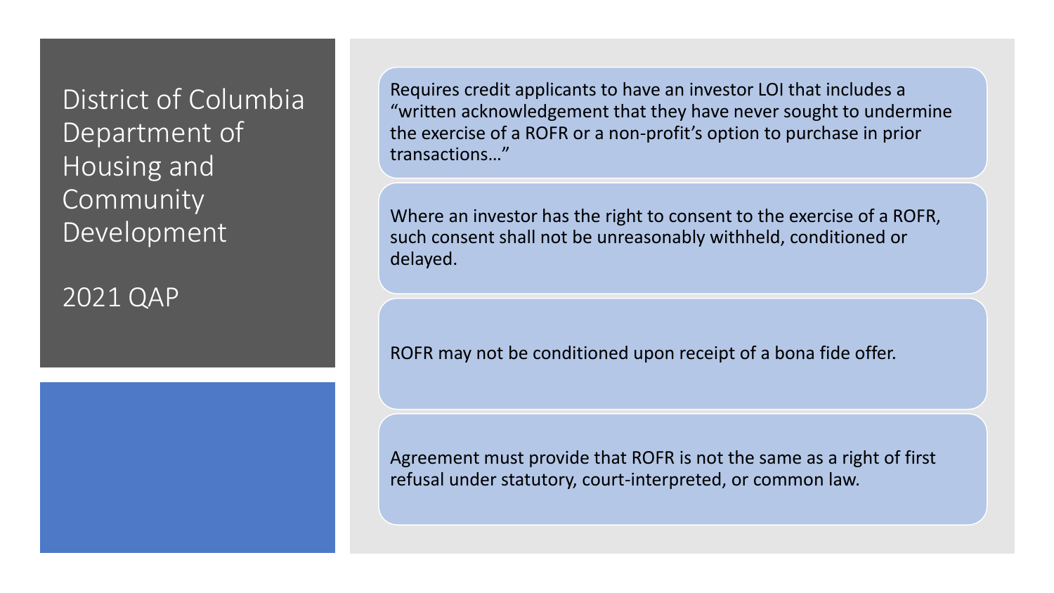# District of Columbia Department of Housing and Community Development

## 2021 QAP

- Requires credit applicants to have an investor LOI that includes a "written acknowledgement that they have never sought to undermine the exercise of a ROFR or a non-profit's option to purchase in prior transactions…"
- Where an investor has the right to consent to the exercise of a ROFR, such consent shall not be unreasonably withheld, conditioned or delayed.
- ROFR may not be conditioned upon receipt of a bona fide offer.
- Agreement must provide that ROFR is not the same as a right of first refusal under statutory, court-interpreted, or common law.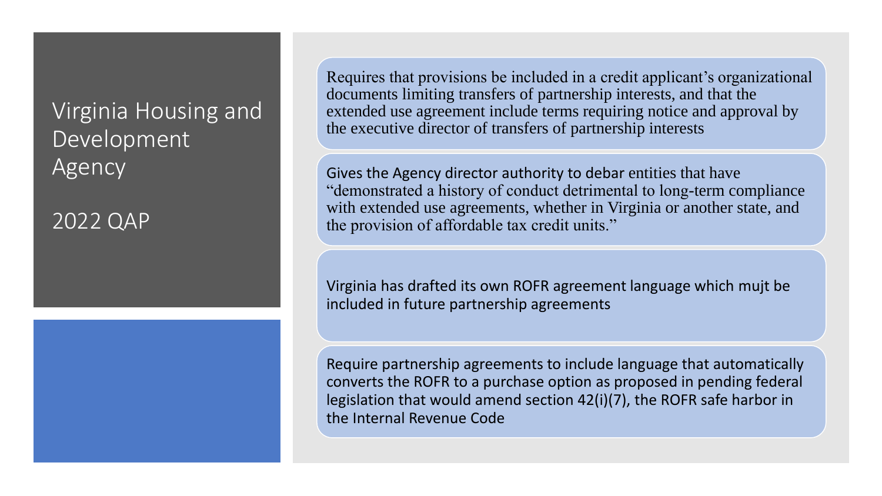# Virginia Housing and Development Agency

## 2022 QAP

- Requires that provisions be included in a credit applicant's organizational documents limiting transfers of partnership interests, and that the extended use agreement include terms requiring notice and approval by the executive director of transfers of partnership interests
- Gives the Agency director authority to debar entities that have "demonstrated a history of conduct detrimental to long-term compliance with extended use agreements, whether in Virginia or another state, and the provision of affordable tax credit units."
- Virginia has drafted its own ROFR agreement language which mujt be included in future partnership agreements
- Require partnership agreements to include language that automatically converts the ROFR to a purchase option as proposed in pending federal legislation that would amend section 42(i)(7), the ROFR safe harbor in the Internal Revenue Code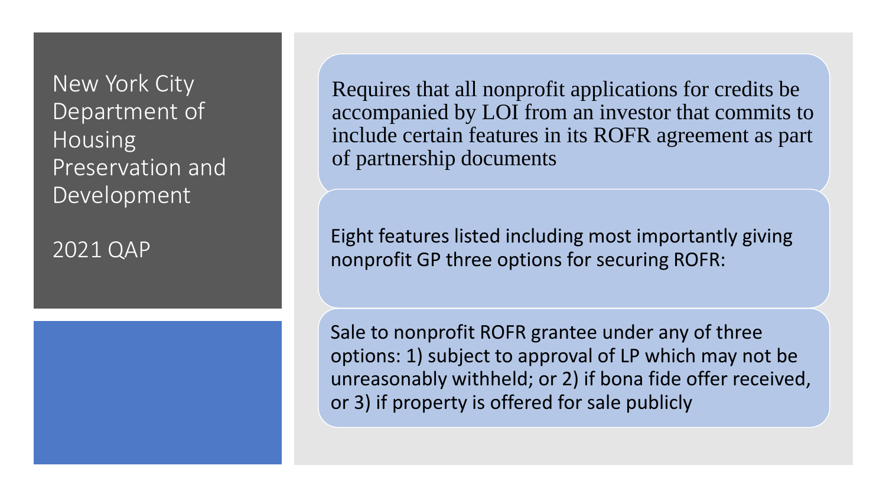# New York City Department of Housing Preservation and Development

## 2021 QAP

Requires that all nonprofit applications for credits be accompanied by LOI from an investor that commits to include certain features in its ROFR agreement as part of partnership documents

Eight features listed including most importantly giving nonprofit GP three options for securing ROFR:

Sale to nonprofit ROFR grantee under any of three options: 1) subject to approval of LP which may not be unreasonably withheld; or 2) if bona fide offer received, or 3) if property is offered for sale publicly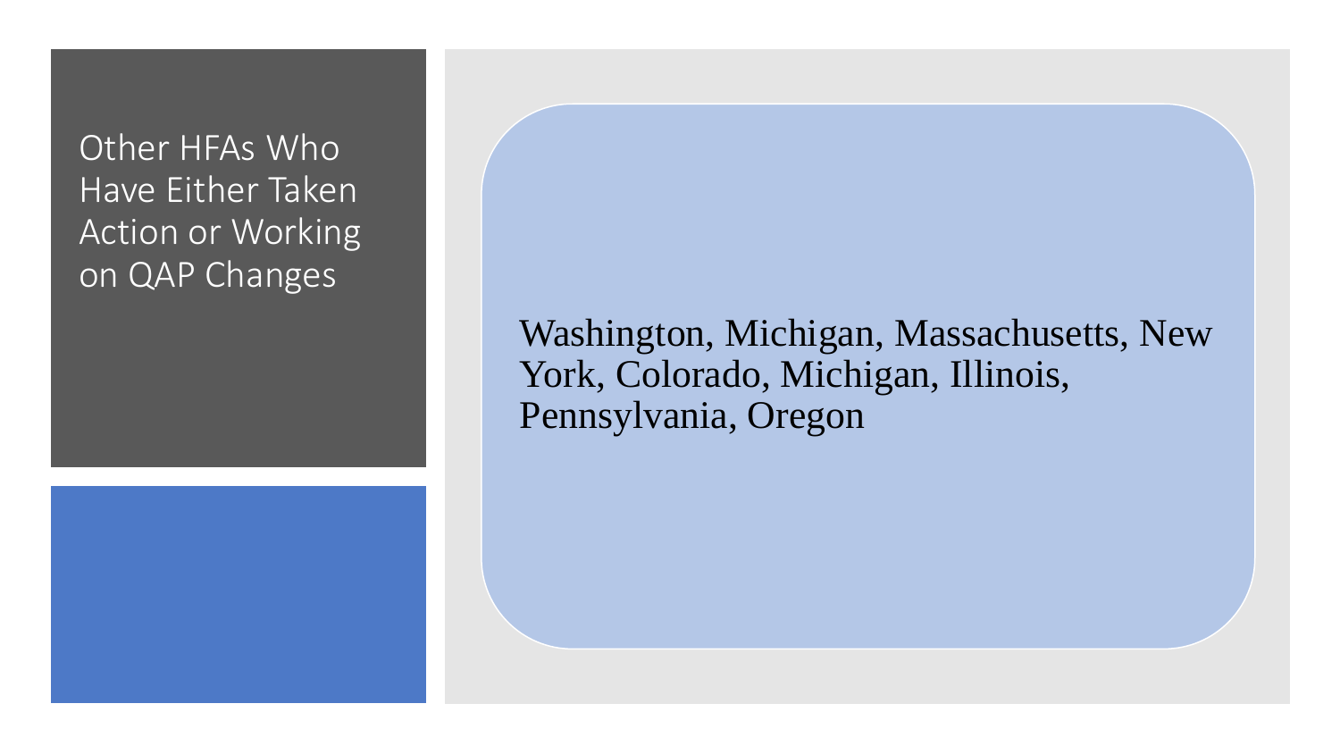# Other HFAs Who Have Either Taken Action or Working on QAP Changes

Washington, Michigan, Massachusetts, New York, Colorado, Michigan, Illinois, Pennsylvania, Oregon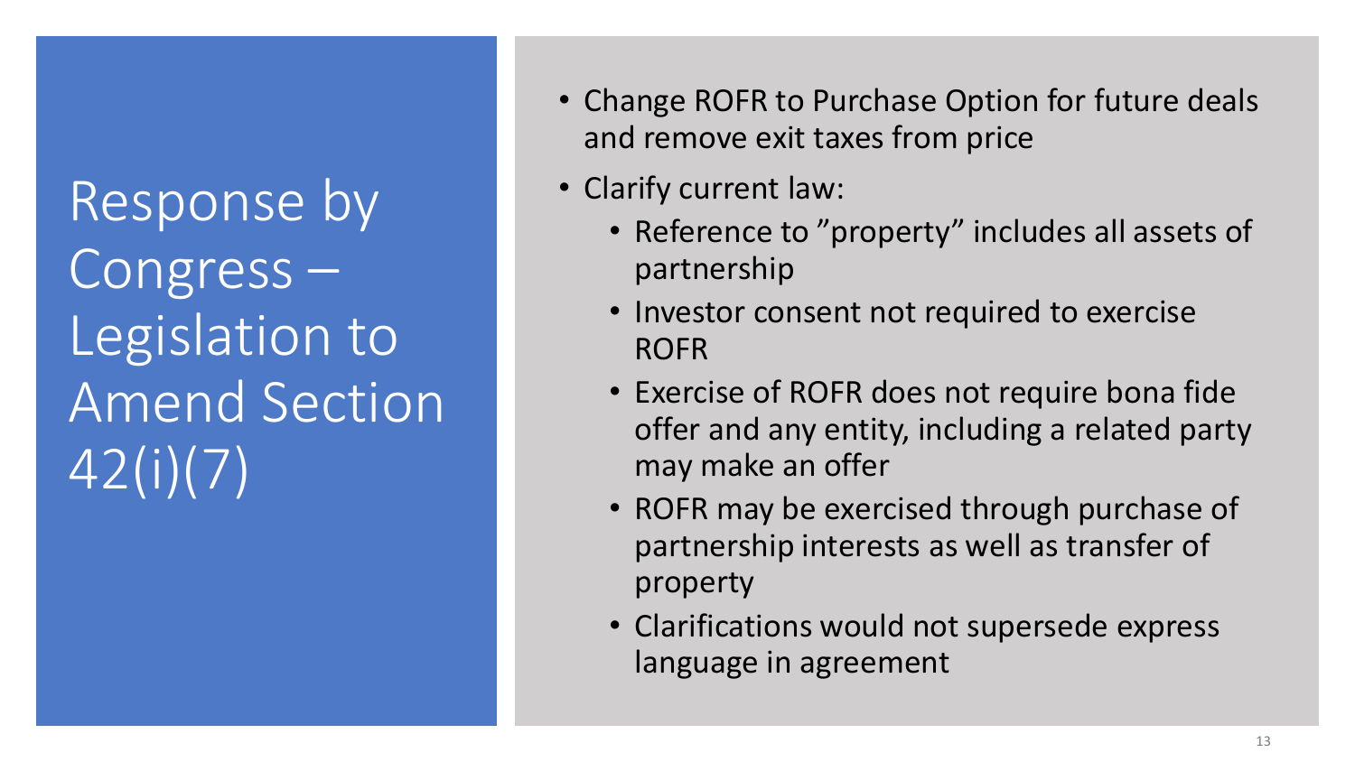# Response by Congress – Legislation to Amend Section 42(i)(7)

- Change ROFR to Purchase Option for future deals and remove exit taxes from price
- Clarify current law:
  - Reference to ”property” includes all assets of partnership
  - Investor consent not required to exercise ROFR
  - Exercise of ROFR does not require bona fide offer and any entity, including a related party may make an offer
  - ROFR may be exercised through purchase of partnership interests as well as transfer of property
  - Clarifications would not supersede express language in agreement